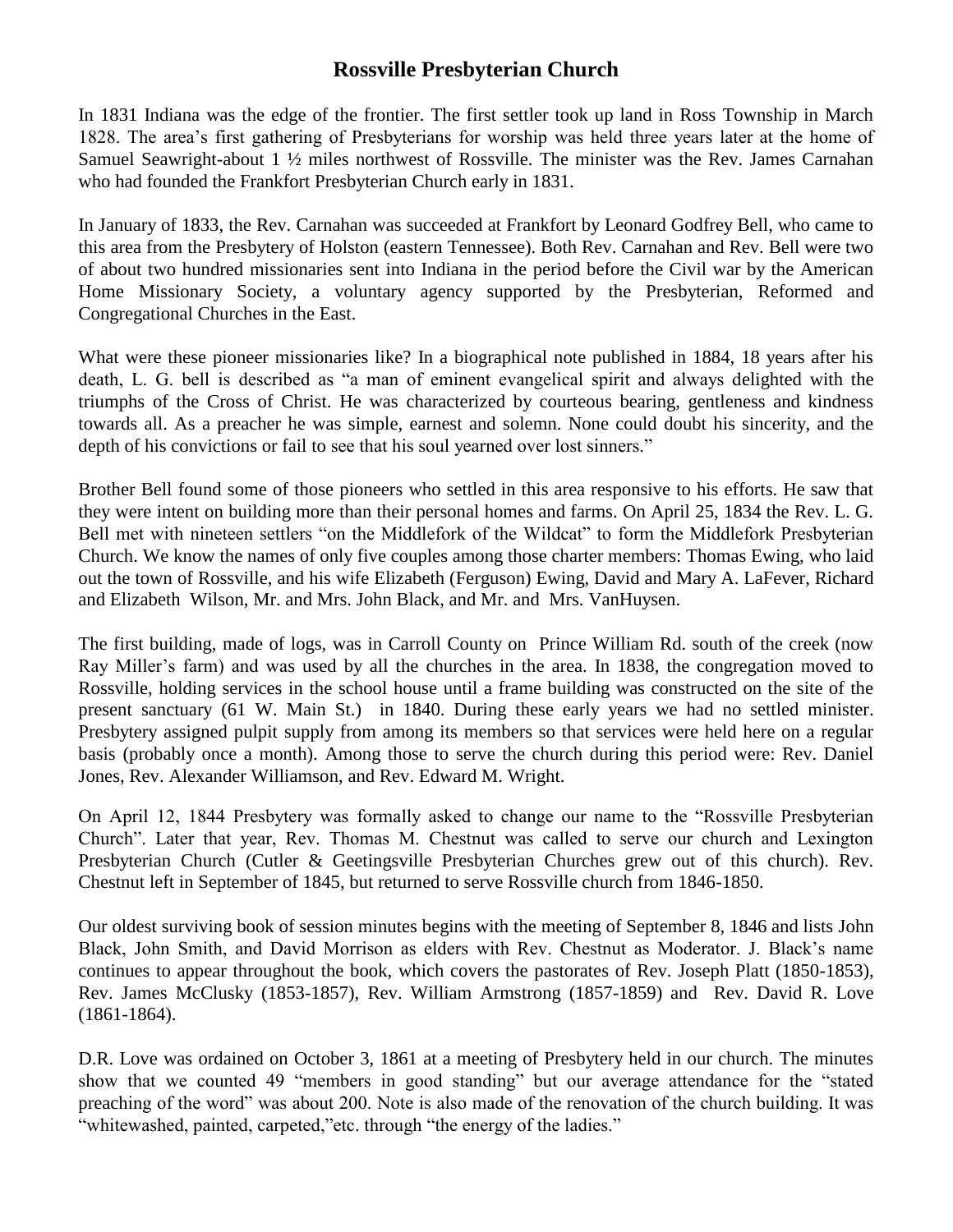# Rossville Presbyterian Church

In 1831 Indiana was the edge of the frontier. The first settler took up land in Ross Township in March 1828. The area's first gathering of Presbyterians for worship was held three years later at the home of Samuel Seawright-about 1 ½ miles northwest of Rossville. The minister was the Rev. James Carnahan who had founded the Frankfort Presbyterian Church early in 1831.

In January of 1833, the Rev. Carnahan was succeeded at Frankfort by Leonard Godfrey Bell, who came to this area from the Presbytery of Holston (eastern Tennessee). Both Rev. Carnahan and Rev. Bell were two of about two hundred missionaries sent into Indiana in the period before the Civil war by the American Home Missionary Society, a voluntary agency supported by the Presbyterian, Reformed and Congregational Churches in the East.

What were these pioneer missionaries like? In a biographical note published in 1884, 18 years after his death, L. G. bell is described as "a man of eminent evangelical spirit and always delighted with the triumphs of the Cross of Christ. He was characterized by courteous bearing, gentleness and kindness towards all. As a preacher he was simple, earnest and solemn. None could doubt his sincerity, and the depth of his convictions or fail to see that his soul yearned over lost sinners."

Brother Bell found some of those pioneers who settled in this area responsive to his efforts. He saw that they were intent on building more than their personal homes and farms. On April 25, 1834 the Rev. L. G. Bell met with nineteen settlers "on the Middlefork of the Wildcat" to form the Middlefork Presbyterian Church. We know the names of only five couples among those charter members: Thomas Ewing, who laid out the town of Rossville, and his wife Elizabeth (Ferguson) Ewing, David and Mary A. LaFever, Richard and Elizabeth Wilson, Mr. and Mrs. John Black, and Mr. and Mrs. VanHuysen.

The first building, made of logs, was in Carroll County on Prince William Rd. south of the creek (now Ray Miller's farm) and was used by all the churches in the area. In 1838, the congregation moved to Rossville, holding services in the school house until a frame building was constructed on the site of the present sanctuary (61 W. Main St.) in 1840. During these early years we had no settled minister. Presbytery assigned pulpit supply from among its members so that services were held here on a regular basis (probably once a month). Among those to serve the church during this period were: Rev. Daniel Jones, Rev. Alexander Williamson, and Rev. Edward M. Wright.

On April 12, 1844 Presbytery was formally asked to change our name to the "Rossville Presbyterian Church". Later that year, Rev. Thomas M. Chestnut was called to serve our church and Lexington Presbyterian Church (Cutler & Geetingsville Presbyterian Churches grew out of this church). Rev. Chestnut left in September of 1845, but returned to serve Rossville church from 1846-1850.

Our oldest surviving book of session minutes begins with the meeting of September 8, 1846 and lists John Black, John Smith, and David Morrison as elders with Rev. Chestnut as Moderator. J. Black's name continues to appear throughout the book, which covers the pastorates of Rev. Joseph Platt (1850-1853), Rev. James McClusky (1853-1857), Rev. William Armstrong (1857-1859) and Rev. David R. Love (1861-1864).

D.R. Love was ordained on October 3, 1861 at a meeting of Presbytery held in our church. The minutes show that we counted 49 "members in good standing" but our average attendance for the "stated preaching of the word" was about 200. Note is also made of the renovation of the church building. It was "whitewashed, painted, carpeted,"etc. through "the energy of the ladies."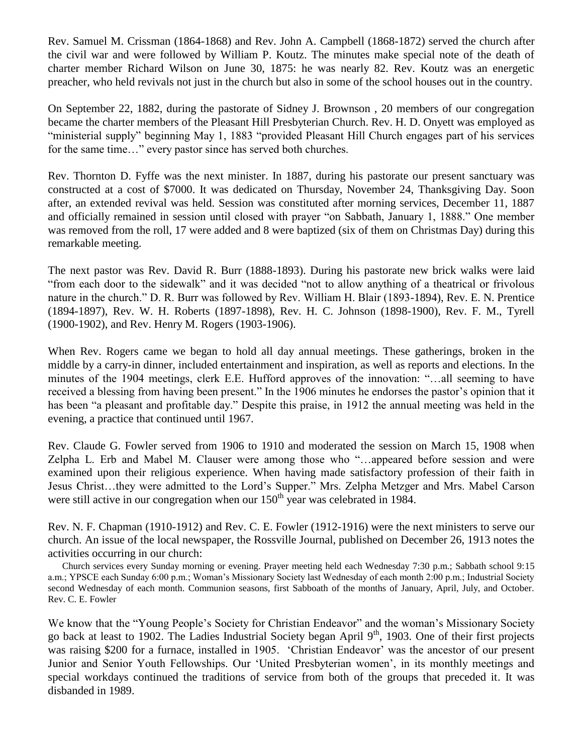Rev. Samuel M. Crissman (1864-1868) and Rev. John A. Campbell (1868-1872) served the church after the civil war and were followed by William P. Koutz. The minutes make special note of the death of charter member Richard Wilson on June 30, 1875: he was nearly 82. Rev. Koutz was an energetic preacher, who held revivals not just in the church but also in some of the school houses out in the country.

On September 22, 1882, during the pastorate of Sidney J. Brownson , 20 members of our congregation became the charter members of the Pleasant Hill Presbyterian Church. Rev. H. D. Onyett was employed as "ministerial supply" beginning May 1, 1883 "provided Pleasant Hill Church engages part of his services for the same time…" every pastor since has served both churches.

Rev. Thornton D. Fyffe was the next minister. In 1887, during his pastorate our present sanctuary was constructed at a cost of $7000. It was dedicated on Thursday, November 24, Thanksgiving Day. Soon after, an extended revival was held. Session was constituted after morning services, December 11, 1887 and officially remained in session until closed with prayer "on Sabbath, January 1, 1888." One member was removed from the roll, 17 were added and 8 were baptized (six of them on Christmas Day) during this remarkable meeting.

The next pastor was Rev. David R. Burr (1888-1893). During his pastorate new brick walks were laid "from each door to the sidewalk" and it was decided "not to allow anything of a theatrical or frivolous nature in the church." D. R. Burr was followed by Rev. William H. Blair (1893-1894), Rev. E. N. Prentice (1894-1897), Rev. W. H. Roberts (1897-1898), Rev. H. C. Johnson (1898-1900), Rev. F. M., Tyrell (1900-1902), and Rev. Henry M. Rogers (1903-1906).

When Rev. Rogers came we began to hold all day annual meetings. These gatherings, broken in the middle by a carry-in dinner, included entertainment and inspiration, as well as reports and elections. In the minutes of the 1904 meetings, clerk E.E. Hufford approves of the innovation: "…all seeming to have received a blessing from having been present." In the 1906 minutes he endorses the pastor's opinion that it has been "a pleasant and profitable day." Despite this praise, in 1912 the annual meeting was held in the evening, a practice that continued until 1967.

Rev. Claude G. Fowler served from 1906 to 1910 and moderated the session on March 15, 1908 when Zelpha L. Erb and Mabel M. Clauser were among those who "…appeared before session and were examined upon their religious experience. When having made satisfactory profession of their faith in Jesus Christ…they were admitted to the Lord's Supper." Mrs. Zelpha Metzger and Mrs. Mabel Carson were still active in our congregation when our 150th year was celebrated in 1984.

Rev. N. F. Chapman (1910-1912) and Rev. C. E. Fowler (1912-1916) were the next ministers to serve our church. An issue of the local newspaper, the Rossville Journal, published on December 26, 1913 notes the activities occurring in our church:

> Church services every Sunday morning or evening. Prayer meeting held each Wednesday 7:30 p.m.; Sabbath school 9:15 a.m.; YPSCE each Sunday 6:00 p.m.; Woman's Missionary Society last Wednesday of each month 2:00 p.m.; Industrial Society second Wednesday of each month. Communion seasons, first Sabboath of the months of January, April, July, and October. Rev. C. E. Fowler

We know that the "Young People's Society for Christian Endeavor" and the woman's Missionary Society go back at least to 1902. The Ladies Industrial Society began April 9th, 1903. One of their first projects was raising $200 for a furnace, installed in 1905. 'Christian Endeavor' was the ancestor of our present Junior and Senior Youth Fellowships. Our 'United Presbyterian women', in its monthly meetings and special workdays continued the traditions of service from both of the groups that preceded it. It was disbanded in 1989.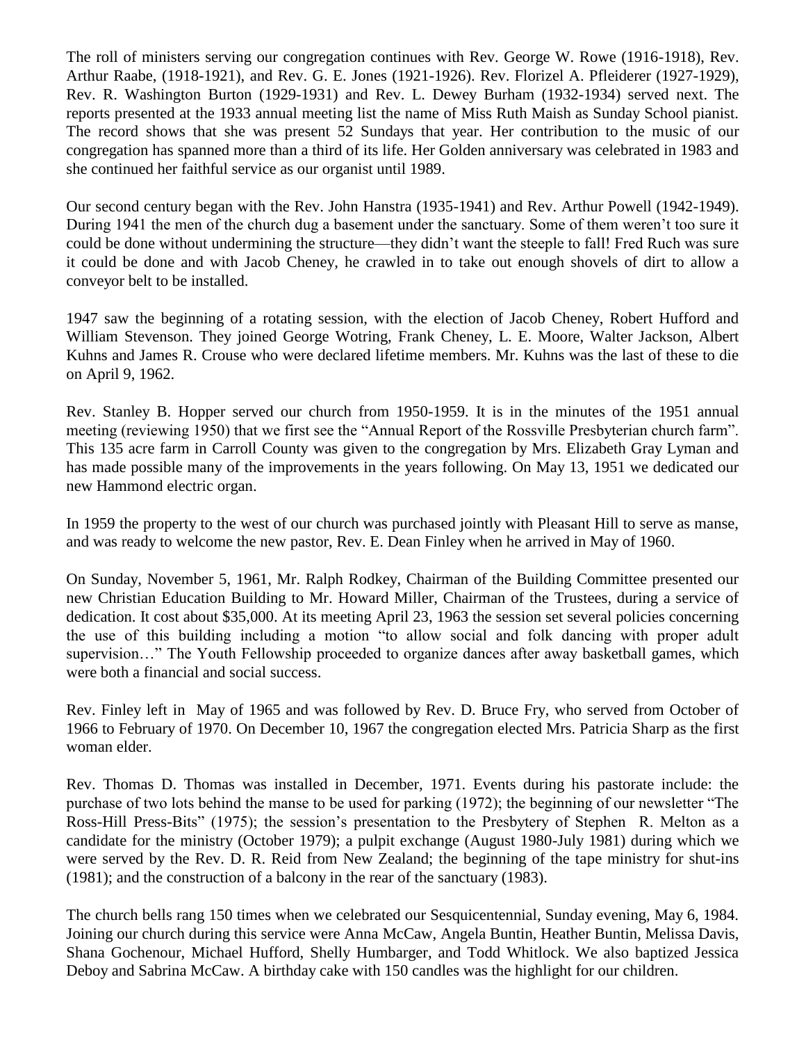The roll of ministers serving our congregation continues with Rev. George W. Rowe (1916-1918), Rev. Arthur Raabe, (1918-1921), and Rev. G. E. Jones (1921-1926). Rev. Florizel A. Pfleiderer (1927-1929), Rev. R. Washington Burton (1929-1931) and Rev. L. Dewey Burham (1932-1934) served next. The reports presented at the 1933 annual meeting list the name of Miss Ruth Maish as Sunday School pianist. The record shows that she was present 52 Sundays that year. Her contribution to the music of our congregation has spanned more than a third of its life. Her Golden anniversary was celebrated in 1983 and she continued her faithful service as our organist until 1989.

Our second century began with the Rev. John Hanstra (1935-1941) and Rev. Arthur Powell (1942-1949). During 1941 the men of the church dug a basement under the sanctuary. Some of them weren't too sure it could be done without undermining the structure—they didn't want the steeple to fall! Fred Ruch was sure it could be done and with Jacob Cheney, he crawled in to take out enough shovels of dirt to allow a conveyor belt to be installed.

1947 saw the beginning of a rotating session, with the election of Jacob Cheney, Robert Hufford and William Stevenson. They joined George Wotring, Frank Cheney, L. E. Moore, Walter Jackson, Albert Kuhns and James R. Crouse who were declared lifetime members. Mr. Kuhns was the last of these to die on April 9, 1962.

Rev. Stanley B. Hopper served our church from 1950-1959. It is in the minutes of the 1951 annual meeting (reviewing 1950) that we first see the "Annual Report of the Rossville Presbyterian church farm". This 135 acre farm in Carroll County was given to the congregation by Mrs. Elizabeth Gray Lyman and has made possible many of the improvements in the years following. On May 13, 1951 we dedicated our new Hammond electric organ.

In 1959 the property to the west of our church was purchased jointly with Pleasant Hill to serve as manse, and was ready to welcome the new pastor, Rev. E. Dean Finley when he arrived in May of 1960.

On Sunday, November 5, 1961, Mr. Ralph Rodkey, Chairman of the Building Committee presented our new Christian Education Building to Mr. Howard Miller, Chairman of the Trustees, during a service of dedication. It cost about $35,000. At its meeting April 23, 1963 the session set several policies concerning the use of this building including a motion "to allow social and folk dancing with proper adult supervision…" The Youth Fellowship proceeded to organize dances after away basketball games, which were both a financial and social success.

Rev. Finley left in May of 1965 and was followed by Rev. D. Bruce Fry, who served from October of 1966 to February of 1970. On December 10, 1967 the congregation elected Mrs. Patricia Sharp as the first woman elder.

Rev. Thomas D. Thomas was installed in December, 1971. Events during his pastorate include: the purchase of two lots behind the manse to be used for parking (1972); the beginning of our newsletter "The Ross-Hill Press-Bits" (1975); the session's presentation to the Presbytery of Stephen R. Melton as a candidate for the ministry (October 1979); a pulpit exchange (August 1980-July 1981) during which we were served by the Rev. D. R. Reid from New Zealand; the beginning of the tape ministry for shut-ins (1981); and the construction of a balcony in the rear of the sanctuary (1983).

The church bells rang 150 times when we celebrated our Sesquicentennial, Sunday evening, May 6, 1984. Joining our church during this service were Anna McCaw, Angela Buntin, Heather Buntin, Melissa Davis, Shana Gochenour, Michael Hufford, Shelly Humbarger, and Todd Whitlock. We also baptized Jessica Deboy and Sabrina McCaw. A birthday cake with 150 candles was the highlight for our children.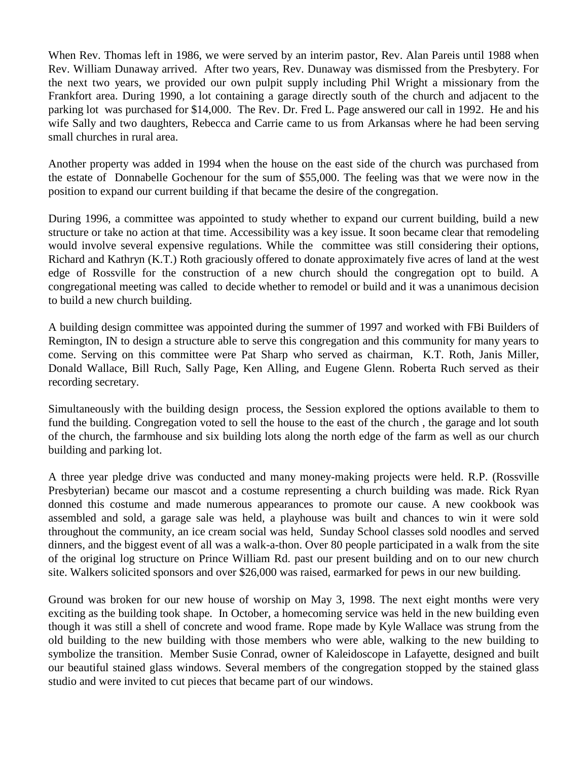When Rev. Thomas left in 1986, we were served by an interim pastor, Rev. Alan Pareis until 1988 when Rev. William Dunaway arrived. After two years, Rev. Dunaway was dismissed from the Presbytery. For the next two years, we provided our own pulpit supply including Phil Wright a missionary from the Frankfort area. During 1990, a lot containing a garage directly south of the church and adjacent to the parking lot was purchased for $14,000. The Rev. Dr. Fred L. Page answered our call in 1992. He and his wife Sally and two daughters, Rebecca and Carrie came to us from Arkansas where he had been serving small churches in rural area.

Another property was added in 1994 when the house on the east side of the church was purchased from the estate of Donnabelle Gochenour for the sum of $55,000. The feeling was that we were now in the position to expand our current building if that became the desire of the congregation.

During 1996, a committee was appointed to study whether to expand our current building, build a new structure or take no action at that time. Accessibility was a key issue. It soon became clear that remodeling would involve several expensive regulations. While the committee was still considering their options, Richard and Kathryn (K.T.) Roth graciously offered to donate approximately five acres of land at the west edge of Rossville for the construction of a new church should the congregation opt to build. A congregational meeting was called to decide whether to remodel or build and it was a unanimous decision to build a new church building.

A building design committee was appointed during the summer of 1997 and worked with FBi Builders of Remington, IN to design a structure able to serve this congregation and this community for many years to come. Serving on this committee were Pat Sharp who served as chairman, K.T. Roth, Janis Miller, Donald Wallace, Bill Ruch, Sally Page, Ken Alling, and Eugene Glenn. Roberta Ruch served as their recording secretary.

Simultaneously with the building design process, the Session explored the options available to them to fund the building. Congregation voted to sell the house to the east of the church , the garage and lot south of the church, the farmhouse and six building lots along the north edge of the farm as well as our church building and parking lot.

A three year pledge drive was conducted and many money-making projects were held. R.P. (Rossville Presbyterian) became our mascot and a costume representing a church building was made. Rick Ryan donned this costume and made numerous appearances to promote our cause. A new cookbook was assembled and sold, a garage sale was held, a playhouse was built and chances to win it were sold throughout the community, an ice cream social was held, Sunday School classes sold noodles and served dinners, and the biggest event of all was a walk-a-thon. Over 80 people participated in a walk from the site of the original log structure on Prince William Rd. past our present building and on to our new church site. Walkers solicited sponsors and over $26,000 was raised, earmarked for pews in our new building.

Ground was broken for our new house of worship on May 3, 1998. The next eight months were very exciting as the building took shape. In October, a homecoming service was held in the new building even though it was still a shell of concrete and wood frame. Rope made by Kyle Wallace was strung from the old building to the new building with those members who were able, walking to the new building to symbolize the transition. Member Susie Conrad, owner of Kaleidoscope in Lafayette, designed and built our beautiful stained glass windows. Several members of the congregation stopped by the stained glass studio and were invited to cut pieces that became part of our windows.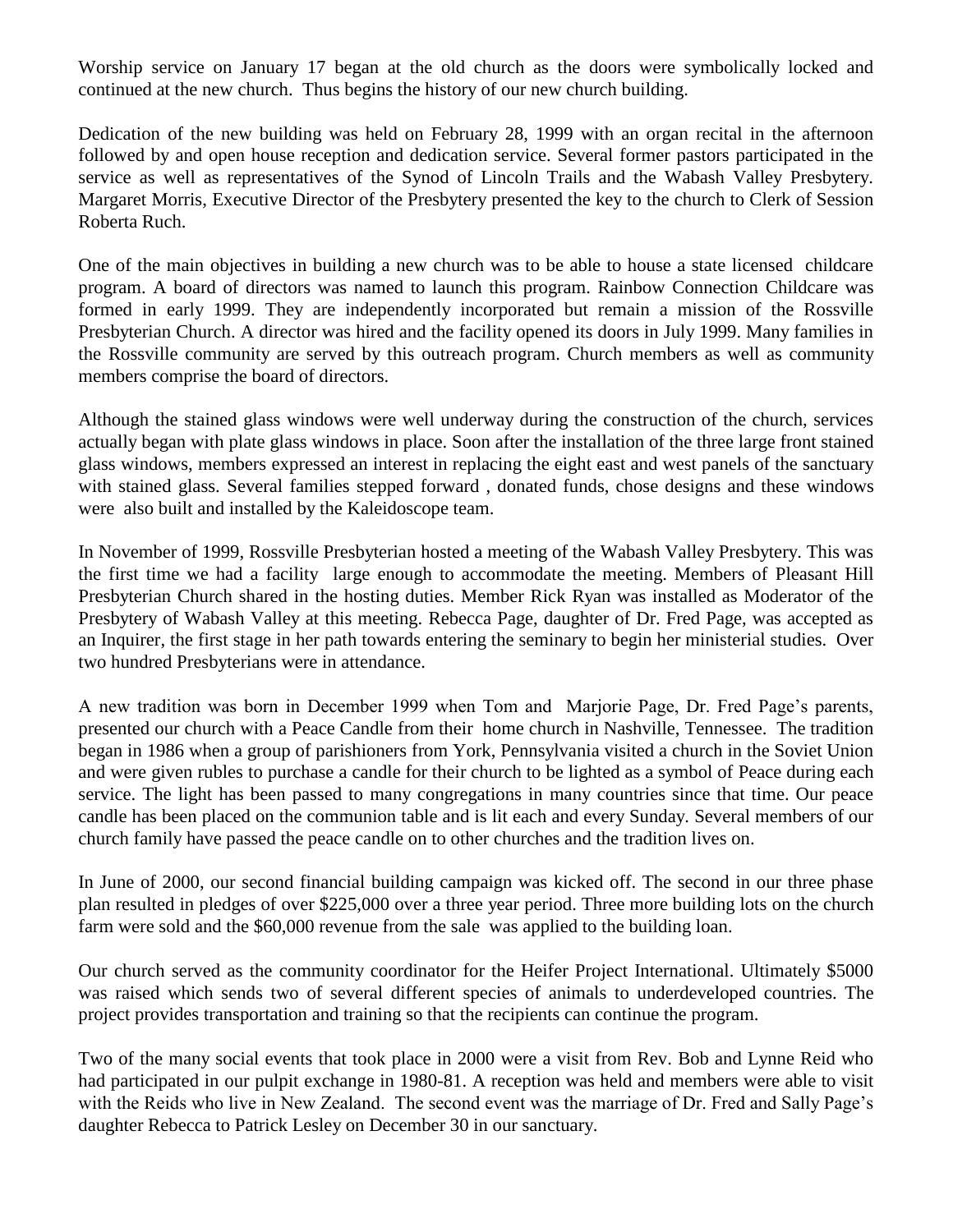Worship service on January 17 began at the old church as the doors were symbolically locked and continued at the new church. Thus begins the history of our new church building.

Dedication of the new building was held on February 28, 1999 with an organ recital in the afternoon followed by and open house reception and dedication service. Several former pastors participated in the service as well as representatives of the Synod of Lincoln Trails and the Wabash Valley Presbytery. Margaret Morris, Executive Director of the Presbytery presented the key to the church to Clerk of Session Roberta Ruch.

One of the main objectives in building a new church was to be able to house a state licensed childcare program. A board of directors was named to launch this program. Rainbow Connection Childcare was formed in early 1999. They are independently incorporated but remain a mission of the Rossville Presbyterian Church. A director was hired and the facility opened its doors in July 1999. Many families in the Rossville community are served by this outreach program. Church members as well as community members comprise the board of directors.

Although the stained glass windows were well underway during the construction of the church, services actually began with plate glass windows in place. Soon after the installation of the three large front stained glass windows, members expressed an interest in replacing the eight east and west panels of the sanctuary with stained glass. Several families stepped forward , donated funds, chose designs and these windows were also built and installed by the Kaleidoscope team.

In November of 1999, Rossville Presbyterian hosted a meeting of the Wabash Valley Presbytery. This was the first time we had a facility large enough to accommodate the meeting. Members of Pleasant Hill Presbyterian Church shared in the hosting duties. Member Rick Ryan was installed as Moderator of the Presbytery of Wabash Valley at this meeting. Rebecca Page, daughter of Dr. Fred Page, was accepted as an Inquirer, the first stage in her path towards entering the seminary to begin her ministerial studies. Over two hundred Presbyterians were in attendance.

A new tradition was born in December 1999 when Tom and Marjorie Page, Dr. Fred Page's parents, presented our church with a Peace Candle from their home church in Nashville, Tennessee. The tradition began in 1986 when a group of parishioners from York, Pennsylvania visited a church in the Soviet Union and were given rubles to purchase a candle for their church to be lighted as a symbol of Peace during each service. The light has been passed to many congregations in many countries since that time. Our peace candle has been placed on the communion table and is lit each and every Sunday. Several members of our church family have passed the peace candle on to other churches and the tradition lives on.

In June of 2000, our second financial building campaign was kicked off. The second in our three phase plan resulted in pledges of over $225,000 over a three year period. Three more building lots on the church farm were sold and the $60,000 revenue from the sale was applied to the building loan.

Our church served as the community coordinator for the Heifer Project International. Ultimately $5000 was raised which sends two of several different species of animals to underdeveloped countries. The project provides transportation and training so that the recipients can continue the program.

Two of the many social events that took place in 2000 were a visit from Rev. Bob and Lynne Reid who had participated in our pulpit exchange in 1980-81. A reception was held and members were able to visit with the Reids who live in New Zealand. The second event was the marriage of Dr. Fred and Sally Page's daughter Rebecca to Patrick Lesley on December 30 in our sanctuary.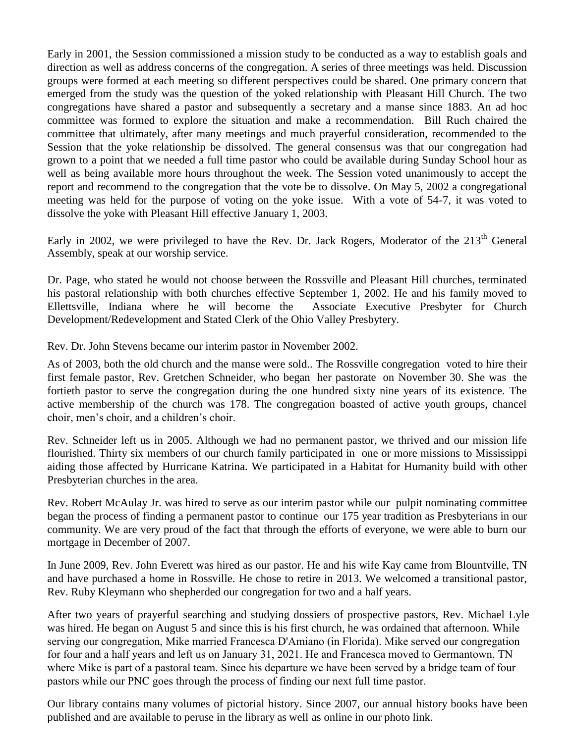Early in 2001, the Session commissioned a mission study to be conducted as a way to establish goals and direction as well as address concerns of the congregation. A series of three meetings was held. Discussion groups were formed at each meeting so different perspectives could be shared. One primary concern that emerged from the study was the question of the yoked relationship with Pleasant Hill Church. The two congregations have shared a pastor and subsequently a secretary and a manse since 1883. An ad hoc committee was formed to explore the situation and make a recommendation. Bill Ruch chaired the committee that ultimately, after many meetings and much prayerful consideration, recommended to the Session that the yoke relationship be dissolved. The general consensus was that our congregation had grown to a point that we needed a full time pastor who could be available during Sunday School hour as well as being available more hours throughout the week. The Session voted unanimously to accept the report and recommend to the congregation that the vote be to dissolve. On May 5, 2002 a congregational meeting was held for the purpose of voting on the yoke issue. With a vote of 54-7, it was voted to dissolve the yoke with Pleasant Hill effective January 1, 2003.

Early in 2002, we were privileged to have the Rev. Dr. Jack Rogers, Moderator of the 213th General Assembly, speak at our worship service.

Dr. Page, who stated he would not choose between the Rossville and Pleasant Hill churches, terminated his pastoral relationship with both churches effective September 1, 2002. He and his family moved to Ellettsville, Indiana where he will become the Associate Executive Presbyter for Church Development/Redevelopment and Stated Clerk of the Ohio Valley Presbytery.

Rev. Dr. John Stevens became our interim pastor in November 2002.

As of 2003, both the old church and the manse were sold.. The Rossville congregation voted to hire their first female pastor, Rev. Gretchen Schneider, who began her pastorate on November 30. She was the fortieth pastor to serve the congregation during the one hundred sixty nine years of its existence. The active membership of the church was 178. The congregation boasted of active youth groups, chancel choir, men's choir, and a children's choir.

Rev. Schneider left us in 2005. Although we had no permanent pastor, we thrived and our mission life flourished. Thirty six members of our church family participated in one or more missions to Mississippi aiding those affected by Hurricane Katrina. We participated in a Habitat for Humanity build with other Presbyterian churches in the area.

Rev. Robert McAulay Jr. was hired to serve as our interim pastor while our pulpit nominating committee began the process of finding a permanent pastor to continue our 175 year tradition as Presbyterians in our community. We are very proud of the fact that through the efforts of everyone, we were able to burn our mortgage in December of 2007.

In June 2009, Rev. John Everett was hired as our pastor. He and his wife Kay came from Blountville, TN and have purchased a home in Rossville. He chose to retire in 2013. We welcomed a transitional pastor, Rev. Ruby Kleymann who shepherded our congregation for two and a half years.

After two years of prayerful searching and studying dossiers of prospective pastors, Rev. Michael Lyle was hired. He began on August 5 and since this is his first church, he was ordained that afternoon. While serving our congregation, Mike married Francesca D'Amiano (in Florida). Mike served our congregation for four and a half years and left us on January 31, 2021. He and Francesca moved to Germantown, TN where Mike is part of a pastoral team. Since his departure we have been served by a bridge team of four pastors while our PNC goes through the process of finding our next full time pastor.

Our library contains many volumes of pictorial history. Since 2007, our annual history books have been published and are available to peruse in the library as well as online in our photo link.